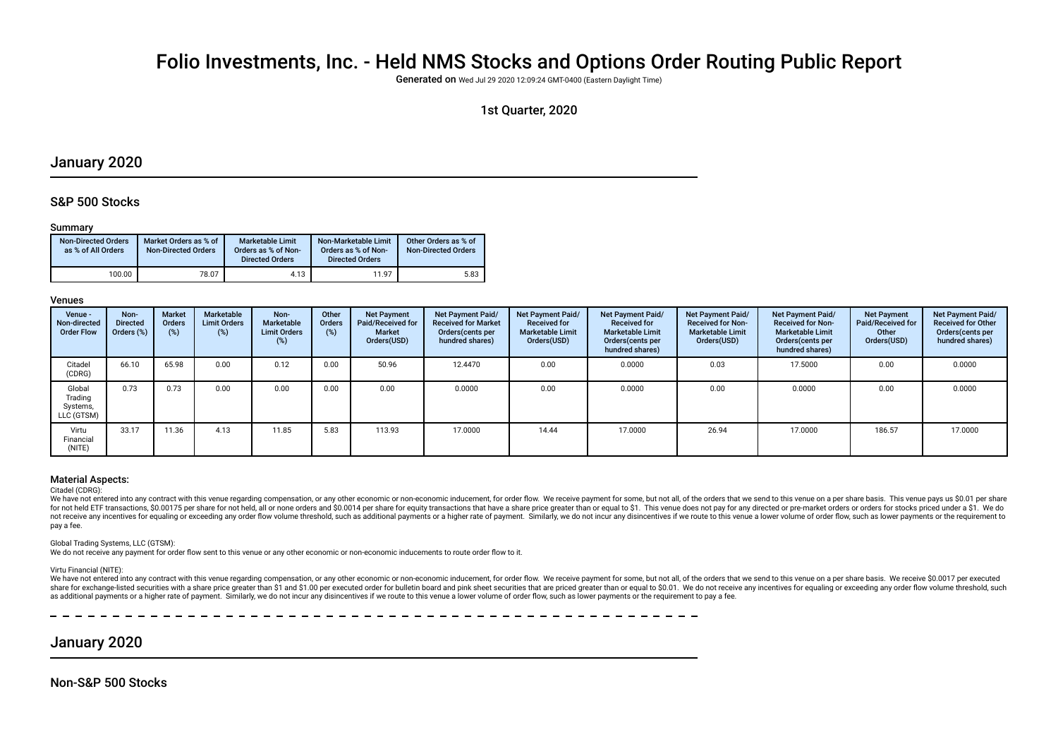# Folio Investments, Inc. - Held NMS Stocks and Options Order Routing Public Report

**Generated on** Wed Jul 29 2020 12:09:24 GMT-0400 (Eastern Daylight Time)

1st Quarter, 2020

## January 2020

### S&P 500 Stocks

#### Summary

| Non-Directed Orders as % of All Orders | Market Orders as % of Non-Directed Orders | Marketable Limit Orders as % of Non-Directed Orders | Non-Marketable Limit Orders as % of Non-Directed Orders | Other Orders as % of Non-Directed Orders |
|---|---|---|---|---|
| 100.00 | 78.07 | 4.13 | 11.97 | 5.83 |

#### Venues

| Venue - Non-directed Order Flow | Non-Directed Orders (%) | Market Orders (%) | Marketable Limit Orders (%) | Non-Marketable Limit Orders (%) | Other Orders (%) | Net Payment Paid/Received for Market Orders(USD) | Net Payment Paid/ Received for Market Orders(cents per hundred shares) | Net Payment Paid/ Received for Marketable Limit Orders(USD) | Net Payment Paid/ Received for Marketable Limit Orders(cents per hundred shares) | Net Payment Paid/ Received for Non-Marketable Limit Orders(USD) | Net Payment Paid/ Received for Non-Marketable Limit Orders(cents per hundred shares) | Net Payment Paid/Received for Other Orders(USD) | Net Payment Paid/ Received for Other Orders(cents per hundred shares) |
|---|---|---|---|---|---|---|---|---|---|---|---|---|---|
| Citadel (CDRG) | 66.10 | 65.98 | 0.00 | 0.12 | 0.00 | 50.96 | 12.4470 | 0.00 | 0.0000 | 0.03 | 17.5000 | 0.00 | 0.0000 |
| Global Trading Systems, LLC (GTSM) | 0.73 | 0.73 | 0.00 | 0.00 | 0.00 | 0.00 | 0.0000 | 0.00 | 0.0000 | 0.00 | 0.0000 | 0.00 | 0.0000 |
| Virtu Financial (NITE) | 33.17 | 11.36 | 4.13 | 11.85 | 5.83 | 113.93 | 17.0000 | 14.44 | 17.0000 | 26.94 | 17.0000 | 186.57 | 17.0000 |

#### Material Aspects:

Citadel (CDRG):

We have not entered into any contract with this venue regarding compensation, or any other economic or non-economic inducement, for order flow. We receive payment for some, but not all, of the orders that we send to this venue on a per share basis. This venue pays us $0.01 per share for not held ETF transactions, $0.00175 per share for not held, all or none orders and $0.0014 per share for equity transactions that have a share price greater than or equal to $1. This venue does not pay for any directed or pre-market orders or orders for stocks priced under a $1. We do not receive any incentives for equaling or exceeding any order flow volume threshold, such as additional payments or a higher rate of payment. Similarly, we do not incur any disincentives if we route to this venue a lower volume of order flow, such as lower payments or the requirement to pay a fee.

Global Trading Systems, LLC (GTSM):

We do not receive any payment for order flow sent to this venue or any other economic or non-economic inducements to route order flow to it.

Virtu Financial (NITE):

We have not entered into any contract with this venue regarding compensation, or any other economic or non-economic inducement, for order flow. We receive payment for some, but not all, of the orders that we send to this venue on a per share basis. We receive $0.0017 per executed share for exchange-listed securities with a share price greater than $1 and $1.00 per executed order for bulletin board and pink sheet securities that are priced greater than or equal to $0.01. We do not receive any incentives for equaling or exceeding any order flow volume threshold, such as additional payments or a higher rate of payment. Similarly, we do not incur any disincentives if we route to this venue a lower volume of order flow, such as lower payments or the requirement to pay a fee.

## January 2020

### Non-S&P 500 Stocks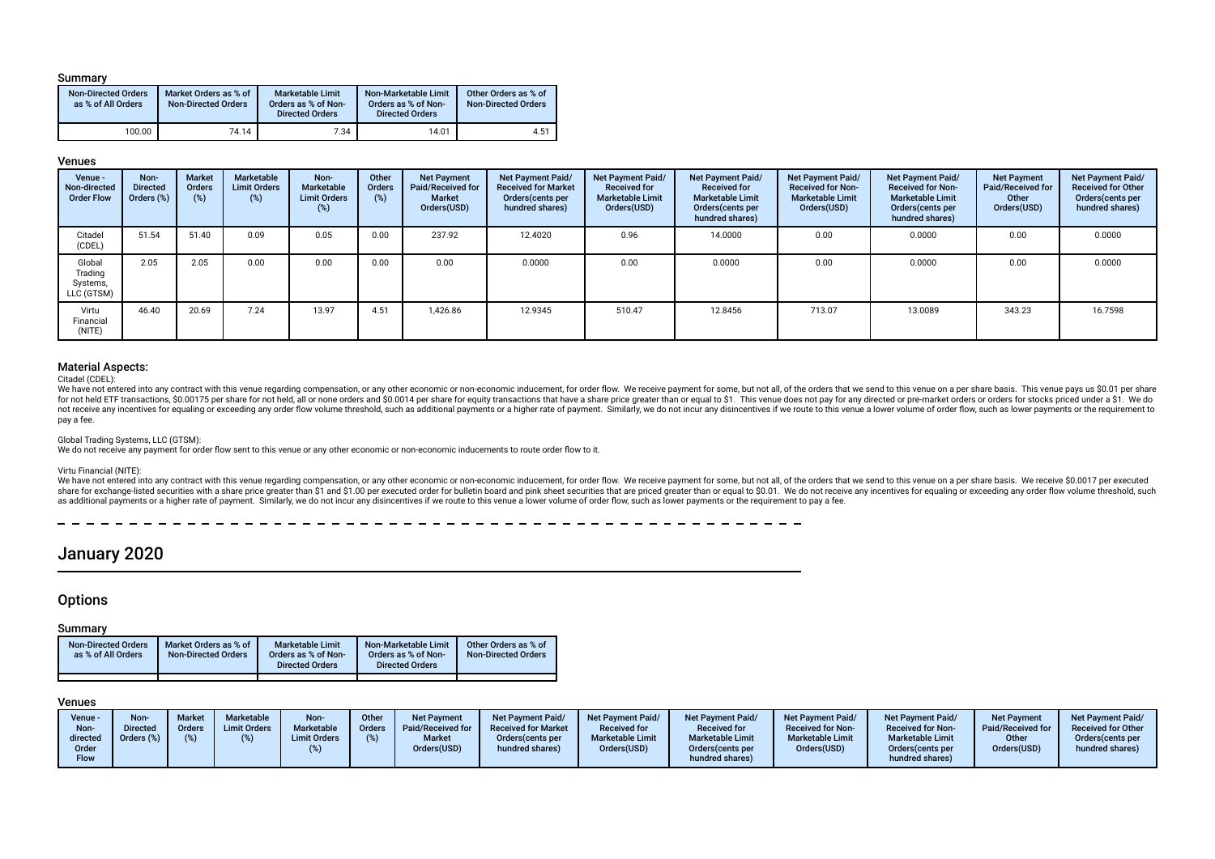### Summary

| Non-Directed Orders as % of All Orders | Market Orders as % of Non-Directed Orders | Marketable Limit Orders as % of Non-Directed Orders | Non-Marketable Limit Orders as % of Non-Directed Orders | Other Orders as % of Non-Directed Orders |
|---|---|---|---|---|
| 100.00 | 74.14 | 7.34 | 14.01 | 4.51 |

### Venues

| Venue - Non-directed Order Flow | Non-Directed Orders (%) | Market Orders (%) | Marketable Limit Orders (%) | Non-Marketable Limit Orders (%) | Other Orders (%) | Net Payment Paid/Received for Market Orders(USD) | Net Payment Paid/Received for Market Orders(cents per hundred shares) | Net Payment Paid/Received for Marketable Limit Orders(USD) | Net Payment Paid/Received for Marketable Limit Orders(cents per hundred shares) | Net Payment Paid/Received for Non-Marketable Limit Orders(USD) | Net Payment Paid/Received for Non-Marketable Limit Orders(cents per hundred shares) | Net Payment Paid/Received for Other Orders(USD) | Net Payment Paid/Received for Other Orders(cents per hundred shares) |
|---|---|---|---|---|---|---|---|---|---|---|---|---|---|
| Citadel (CDEL) | 51.54 | 51.40 | 0.09 | 0.05 | 0.00 | 237.92 | 12.4020 | 0.96 | 14.0000 | 0.00 | 0.0000 | 0.00 | 0.0000 |
| Global Trading Systems, LLC (GTSM) | 2.05 | 2.05 | 0.00 | 0.00 | 0.00 | 0.00 | 0.0000 | 0.00 | 0.0000 | 0.00 | 0.0000 | 0.00 | 0.0000 |
| Virtu Financial (NITE) | 46.40 | 20.69 | 7.24 | 13.97 | 4.51 | 1,426.86 | 12.9345 | 510.47 | 12.8456 | 713.07 | 13.0089 | 343.23 | 16.7598 |

### Material Aspects:

Citadel (CDEL):

We have not entered into any contract with this venue regarding compensation, or any other economic or non-economic inducement, for order flow. We receive payment for some, but not all, of the orders that we send to this venue on a per share basis. This venue pays us $0.01 per share for not held ETF transactions, $0.00175 per share for not held, all or none orders and $0.0014 per share for equity transactions that have a share price greater than or equal to $1. This venue does not pay for any directed or pre-market orders or orders for stocks priced under a $1. We do not receive any incentives for equaling or exceeding any order flow volume threshold, such as additional payments or a higher rate of payment. Similarly, we do not incur any disincentives if we route to this venue a lower volume of order flow, such as lower payments or the requirement to pay a fee.

Global Trading Systems, LLC (GTSM):

We do not receive any payment for order flow sent to this venue or any other economic or non-economic inducements to route order flow to it.

Virtu Financial (NITE):

We have not entered into any contract with this venue regarding compensation, or any other economic or non-economic inducement, for order flow. We receive payment for some, but not all, of the orders that we send to this venue on a per share basis. We receive $0.0017 per executed share for exchange-listed securities with a share price greater than $1 and $1.00 per executed order for bulletin board and pink sheet securities that are priced greater than or equal to $0.01. We do not receive any incentives for equaling or exceeding any order flow volume threshold, such as additional payments or a higher rate of payment. Similarly, we do not incur any disincentives if we route to this venue a lower volume of order flow, such as lower payments or the requirement to pay a fee.

# January 2020

## Options

### Summary

| Non-Directed Orders as % of All Orders | Market Orders as % of Non-Directed Orders | Marketable Limit Orders as % of Non-Directed Orders | Non-Marketable Limit Orders as % of Non-Directed Orders | Other Orders as % of Non-Directed Orders |
|---|---|---|---|---|
| | | | | |

### Venues

| Venue - Non-directed Order Flow | Non-Directed Orders (%) | Market Orders (%) | Marketable Limit Orders (%) | Non-Marketable Limit Orders (%) | Other Orders (%) | Net Payment Paid/Received for Market Orders(USD) | Net Payment Paid/Received for Market Orders(cents per hundred shares) | Net Payment Paid/Received for Marketable Limit Orders(USD) | Net Payment Paid/Received for Marketable Limit Orders(cents per hundred shares) | Net Payment Paid/Received for Non-Marketable Limit Orders(USD) | Net Payment Paid/Received for Non-Marketable Limit Orders(cents per hundred shares) | Net Payment Paid/Received for Other Orders(USD) | Net Payment Paid/Received for Other Orders(cents per hundred shares) |
|---|---|---|---|---|---|---|---|---|---|---|---|---|---|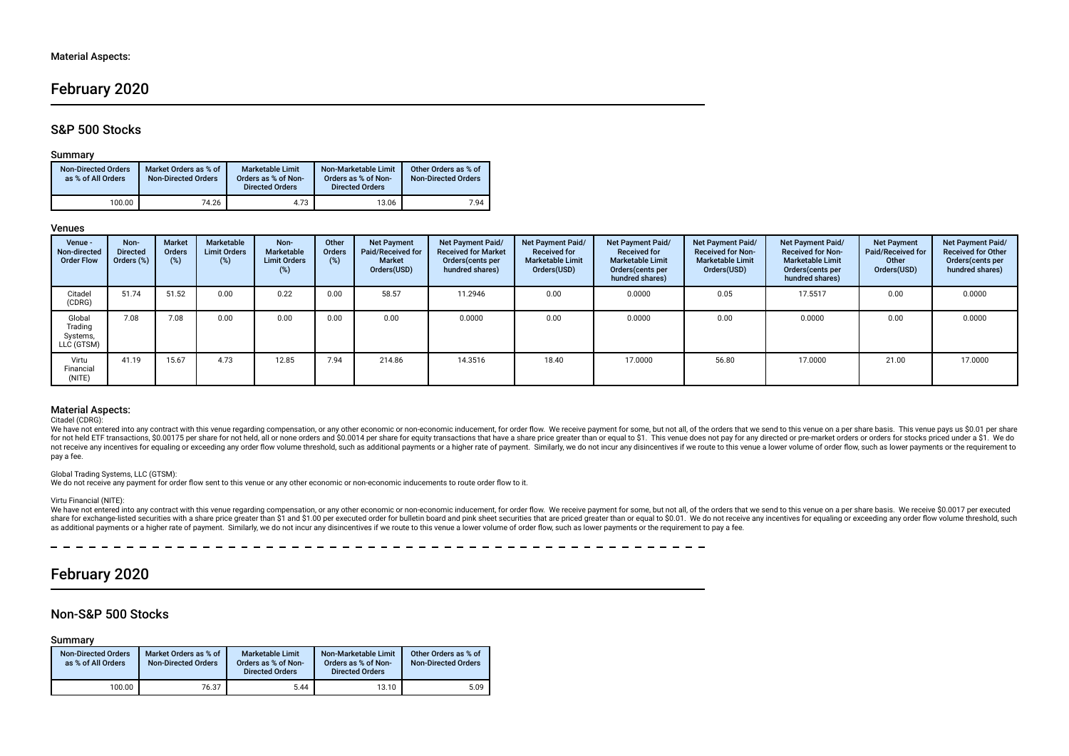Material Aspects:

# February 2020

## S&P 500 Stocks

### Summary

| Non-Directed Orders as % of All Orders | Market Orders as % of Non-Directed Orders | Marketable Limit Orders as % of Non-Directed Orders | Non-Marketable Limit Orders as % of Non-Directed Orders | Other Orders as % of Non-Directed Orders |
|---|---|---|---|---|
| 100.00 | 74.26 | 4.73 | 13.06 | 7.94 |

### Venues

| Venue - Non-directed Order Flow | Non-Directed Orders (%) | Market Orders (%) | Marketable Limit Orders (%) | Non-Marketable Limit Orders (%) | Other Orders (%) | Net Payment Paid/Received for Market Orders(USD) | Net Payment Paid/ Received for Market Orders(cents per hundred shares) | Net Payment Paid/ Received for Marketable Limit Orders(USD) | Net Payment Paid/ Received for Marketable Limit Orders(cents per hundred shares) | Net Payment Paid/ Received for Non-Marketable Limit Orders(USD) | Net Payment Paid/ Received for Non-Marketable Limit Orders(cents per hundred shares) | Net Payment Paid/Received for Other Orders(USD) | Net Payment Paid/ Received for Other Orders(cents per hundred shares) |
|---|---|---|---|---|---|---|---|---|---|---|---|---|---|
| Citadel (CDRG) | 51.74 | 51.52 | 0.00 | 0.22 | 0.00 | 58.57 | 11.2946 | 0.00 | 0.0000 | 0.05 | 17.5517 | 0.00 | 0.0000 |
| Global Trading Systems, LLC (GTSM) | 7.08 | 7.08 | 0.00 | 0.00 | 0.00 | 0.00 | 0.0000 | 0.00 | 0.0000 | 0.00 | 0.0000 | 0.00 | 0.0000 |
| Virtu Financial (NITE) | 41.19 | 15.67 | 4.73 | 12.85 | 7.94 | 214.86 | 14.3516 | 18.40 | 17.0000 | 56.80 | 17.0000 | 21.00 | 17.0000 |

### Material Aspects:

Citadel (CDRG):

We have not entered into any contract with this venue regarding compensation, or any other economic or non-economic inducement, for order flow. We receive payment for some, but not all, of the orders that we send to this venue on a per share basis. This venue pays us $0.01 per share for not held ETF transactions, $0.00175 per share for not held, all or none orders and $0.0014 per share for equity transactions that have a share price greater than or equal to $1. This venue does not pay for any directed or pre-market orders or orders for stocks priced under a $1. We do not receive any incentives for equaling or exceeding any order flow volume threshold, such as additional payments or a higher rate of payment. Similarly, we do not incur any disincentives if we route to this venue a lower volume of order flow, such as lower payments or the requirement to pay a fee.

Global Trading Systems, LLC (GTSM):

We do not receive any payment for order flow sent to this venue or any other economic or non-economic inducements to route order flow to it.

Virtu Financial (NITE):

We have not entered into any contract with this venue regarding compensation, or any other economic or non-economic inducement, for order flow. We receive payment for some, but not all, of the orders that we send to this venue on a per share basis. We receive $0.0017 per executed share for exchange-listed securities with a share price greater than $1 and $1.00 per executed order for bulletin board and pink sheet securities that are priced greater than or equal to $0.01. We do not receive any incentives for equaling or exceeding any order flow volume threshold, such as additional payments or a higher rate of payment. Similarly, we do not incur any disincentives if we route to this venue a lower volume of order flow, such as lower payments or the requirement to pay a fee.

# February 2020

## Non-S&P 500 Stocks

### Summary

| Non-Directed Orders as % of All Orders | Market Orders as % of Non-Directed Orders | Marketable Limit Orders as % of Non-Directed Orders | Non-Marketable Limit Orders as % of Non-Directed Orders | Other Orders as % of Non-Directed Orders |
|---|---|---|---|---|
| 100.00 | 76.37 | 5.44 | 13.10 | 5.09 |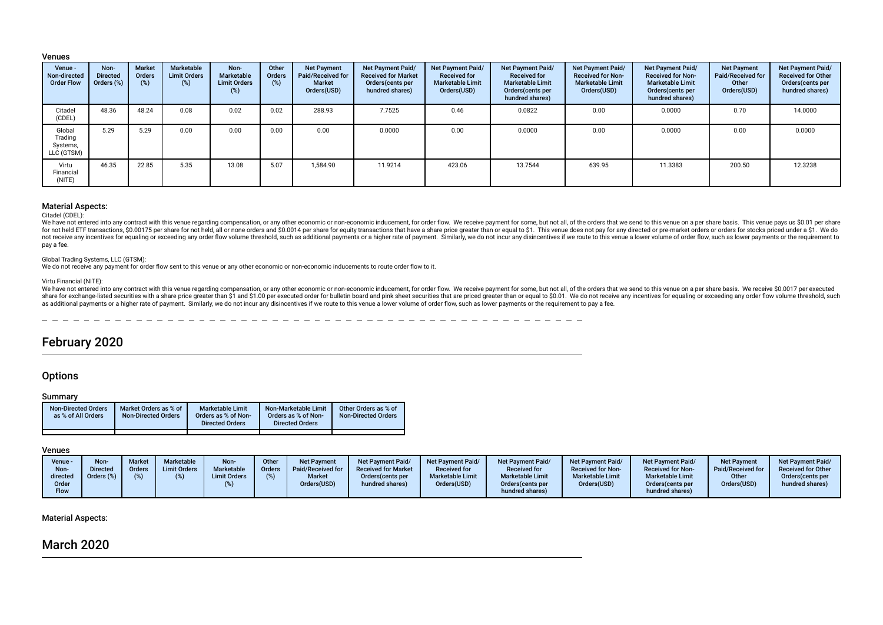### Venues

| Venue - Non-directed Order Flow | Non-Directed Orders (%) | Market Orders (%) | Marketable Limit Orders (%) | Non-Marketable Limit Orders (%) | Other Orders (%) | Net Payment Paid/Received for Market Orders(USD) | Net Payment Paid/ Received for Market Orders(cents per hundred shares) | Net Payment Paid/ Received for Marketable Limit Orders(USD) | Net Payment Paid/ Received for Marketable Limit Orders(cents per hundred shares) | Net Payment Paid/ Received for Non-Marketable Limit Orders(USD) | Net Payment Paid/ Received for Non-Marketable Limit Orders(cents per hundred shares) | Net Payment Paid/Received for Other Orders(USD) | Net Payment Paid/ Received for Other Orders(cents per hundred shares) |
|---|---|---|---|---|---|---|---|---|---|---|---|---|---|
| Citadel (CDEL) | 48.36 | 48.24 | 0.08 | 0.02 | 0.02 | 288.93 | 7.7525 | 0.46 | 0.0822 | 0.00 | 0.0000 | 0.70 | 14.0000 |
| Global Trading Systems, LLC (GTSM) | 5.29 | 5.29 | 0.00 | 0.00 | 0.00 | 0.00 | 0.0000 | 0.00 | 0.0000 | 0.00 | 0.0000 | 0.00 | 0.0000 |
| Virtu Financial (NITE) | 46.35 | 22.85 | 5.35 | 13.08 | 5.07 | 1,584.90 | 11.9214 | 423.06 | 13.7544 | 639.95 | 11.3383 | 200.50 | 12.3238 |

### Material Aspects:

Citadel (CDEL):

We have not entered into any contract with this venue regarding compensation, or any other economic or non-economic inducement, for order flow. We receive payment for some, but not all, of the orders that we send to this venue on a per share basis. This venue pays us $0.01 per share for not held ETF transactions, $0.00175 per share for not held, all or none orders and $0.0014 per share for equity transactions that have a share price greater than or equal to $1. This venue does not pay for any directed or pre-market orders or orders for stocks priced under a $1. We do not receive any incentives for equaling or exceeding any order flow volume threshold, such as additional payments or a higher rate of payment. Similarly, we do not incur any disincentives if we route to this venue a lower volume of order flow, such as lower payments or the requirement to pay a fee.

Global Trading Systems, LLC (GTSM):

We do not receive any payment for order flow sent to this venue or any other economic or non-economic inducements to route order flow to it.

Virtu Financial (NITE):

We have not entered into any contract with this venue regarding compensation, or any other economic or non-economic inducement, for order flow. We receive payment for some, but not all, of the orders that we send to this venue on a per share basis. We receive $0.0017 per executed share for exchange-listed securities with a share price greater than $1 and $1.00 per executed order for bulletin board and pink sheet securities that are priced greater than or equal to $0.01. We do not receive any incentives for equaling or exceeding any order flow volume threshold, such as additional payments or a higher rate of payment. Similarly, we do not incur any disincentives if we route to this venue a lower volume of order flow, such as lower payments or the requirement to pay a fee.

# February 2020

## Options

### Summary

| Non-Directed Orders as % of All Orders | Market Orders as % of Non-Directed Orders | Marketable Limit Orders as % of Non-Directed Orders | Non-Marketable Limit Orders as % of Non-Directed Orders | Other Orders as % of Non-Directed Orders |
|---|---|---|---|---|
| | | | | |

### Venues

| Venue - Non-directed Order Flow | Non-Directed Orders (%) | Market Orders (%) | Marketable Limit Orders (%) | Non-Marketable Limit Orders (%) | Other Orders (%) | Net Payment Paid/Received for Market Orders(USD) | Net Payment Paid/ Received for Market Orders(cents per hundred shares) | Net Payment Paid/ Received for Marketable Limit Orders(USD) | Net Payment Paid/ Received for Marketable Limit Orders(cents per hundred shares) | Net Payment Paid/ Received for Non-Marketable Limit Orders(USD) | Net Payment Paid/ Received for Non-Marketable Limit Orders(cents per hundred shares) | Net Payment Paid/Received for Other Orders(USD) | Net Payment Paid/ Received for Other Orders(cents per hundred shares) |
|---|---|---|---|---|---|---|---|---|---|---|---|---|---|

### Material Aspects:

# March 2020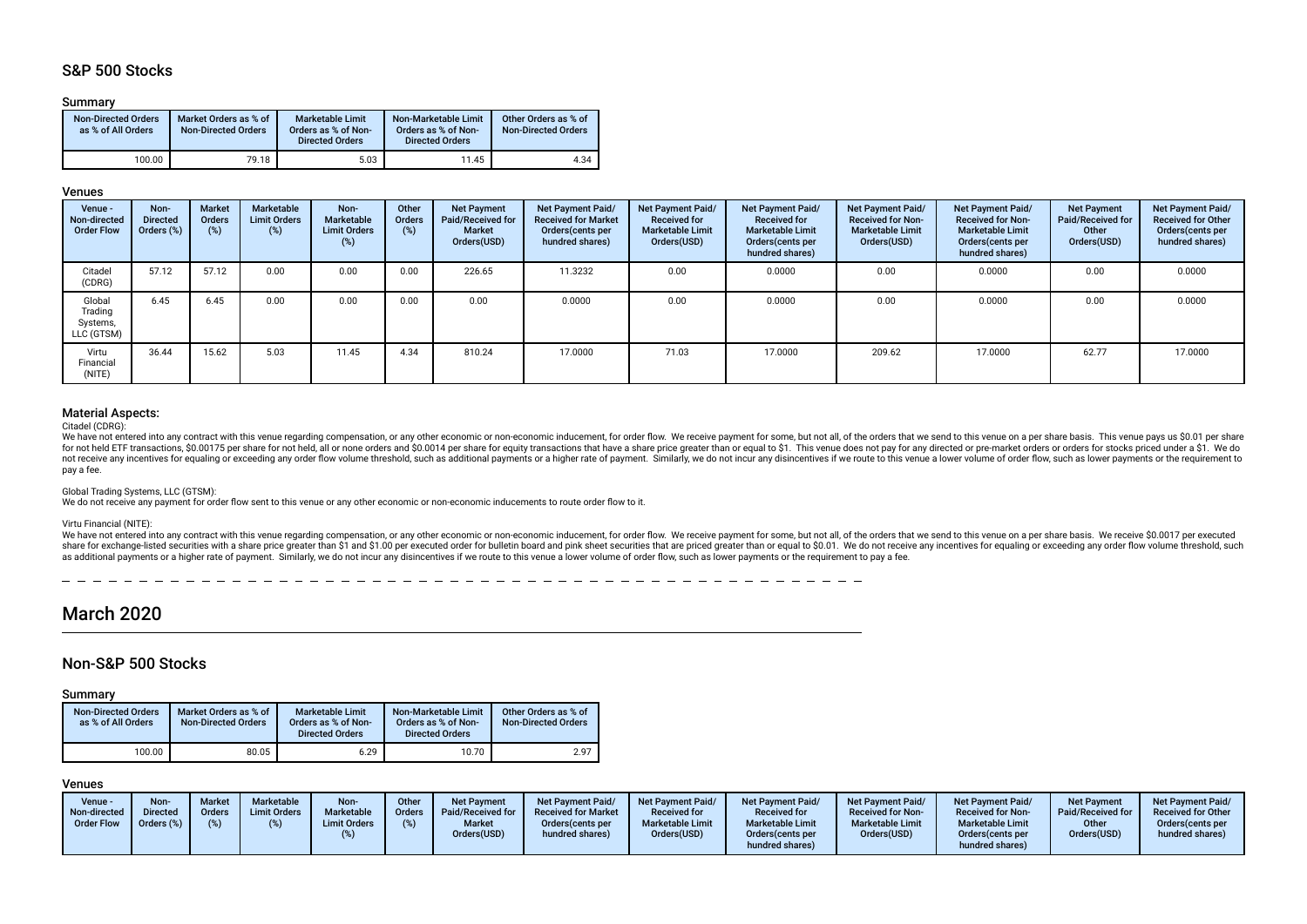## S&P 500 Stocks

### Summary

| Non-Directed Orders as % of All Orders | Market Orders as % of Non-Directed Orders | Marketable Limit Orders as % of Non-Directed Orders | Non-Marketable Limit Orders as % of Non-Directed Orders | Other Orders as % of Non-Directed Orders |
|---|---|---|---|---|
| 100.00 | 79.18 | 5.03 | 11.45 | 4.34 |

### Venues

| Venue - Non-directed Order Flow | Non-Directed Orders (%) | Market Orders (%) | Marketable Limit Orders (%) | Non-Marketable Limit Orders (%) | Other Orders (%) | Net Payment Paid/Received for Market Orders(USD) | Net Payment Paid/ Received for Market Orders(cents per hundred shares) | Net Payment Paid/ Received for Marketable Limit Orders(USD) | Net Payment Paid/ Received for Marketable Limit Orders(cents per hundred shares) | Net Payment Paid/ Received for Non-Marketable Limit Orders(USD) | Net Payment Paid/ Received for Non-Marketable Limit Orders(cents per hundred shares) | Net Payment Paid/Received for Other Orders(USD) | Net Payment Paid/ Received for Other Orders(cents per hundred shares) |
|---|---|---|---|---|---|---|---|---|---|---|---|---|---|
| Citadel (CDRG) | 57.12 | 57.12 | 0.00 | 0.00 | 0.00 | 226.65 | 11.3232 | 0.00 | 0.0000 | 0.00 | 0.0000 | 0.00 | 0.0000 |
| Global Trading Systems, LLC (GTSM) | 6.45 | 6.45 | 0.00 | 0.00 | 0.00 | 0.00 | 0.0000 | 0.00 | 0.0000 | 0.00 | 0.0000 | 0.00 | 0.0000 |
| Virtu Financial (NITE) | 36.44 | 15.62 | 5.03 | 11.45 | 4.34 | 810.24 | 17.0000 | 71.03 | 17.0000 | 209.62 | 17.0000 | 62.77 | 17.0000 |

### Material Aspects:

Citadel (CDRG):

We have not entered into any contract with this venue regarding compensation, or any other economic or non-economic inducement, for order flow. We receive payment for some, but not all, of the orders that we send to this venue on a per share basis. This venue pays us $0.01 per share for not held ETF transactions, $0.00175 per share for not held, all or none orders and $0.0014 per share for equity transactions that have a share price greater than or equal to $1. This venue does not pay for any directed or pre-market orders or orders for stocks priced under a $1. We do not receive any incentives for equaling or exceeding any order flow volume threshold, such as additional payments or a higher rate of payment. Similarly, we do not incur any disincentives if we route to this venue a lower volume of order flow, such as lower payments or the requirement to pay a fee.

Global Trading Systems, LLC (GTSM):

We do not receive any payment for order flow sent to this venue or any other economic or non-economic inducements to route order flow to it.

Virtu Financial (NITE):

We have not entered into any contract with this venue regarding compensation, or any other economic or non-economic inducement, for order flow. We receive payment for some, but not all, of the orders that we send to this venue on a per share basis. We receive $0.0017 per executed share for exchange-listed securities with a share price greater than $1 and $1.00 per executed order for bulletin board and pink sheet securities that are priced greater than or equal to $0.01. We do not receive any incentives for equaling or exceeding any order flow volume threshold, such as additional payments or a higher rate of payment. Similarly, we do not incur any disincentives if we route to this venue a lower volume of order flow, such as lower payments or the requirement to pay a fee.

# March 2020

## Non-S&P 500 Stocks

### Summary

| Non-Directed Orders as % of All Orders | Market Orders as % of Non-Directed Orders | Marketable Limit Orders as % of Non-Directed Orders | Non-Marketable Limit Orders as % of Non-Directed Orders | Other Orders as % of Non-Directed Orders |
|---|---|---|---|---|
| 100.00 | 80.05 | 6.29 | 10.70 | 2.97 |

### Venues

| Venue - Non-directed Order Flow | Non-Directed Orders (%) | Market Orders (%) | Marketable Limit Orders (%) | Non-Marketable Limit Orders (%) | Other Orders (%) | Net Payment Paid/Received for Market Orders(USD) | Net Payment Paid/ Received for Market Orders(cents per hundred shares) | Net Payment Paid/ Received for Marketable Limit Orders(USD) | Net Payment Paid/ Received for Marketable Limit Orders(cents per hundred shares) | Net Payment Paid/ Received for Non-Marketable Limit Orders(USD) | Net Payment Paid/ Received for Non-Marketable Limit Orders(cents per hundred shares) | Net Payment Paid/Received for Other Orders(USD) | Net Payment Paid/ Received for Other Orders(cents per hundred shares) |
|---|---|---|---|---|---|---|---|---|---|---|---|---|---|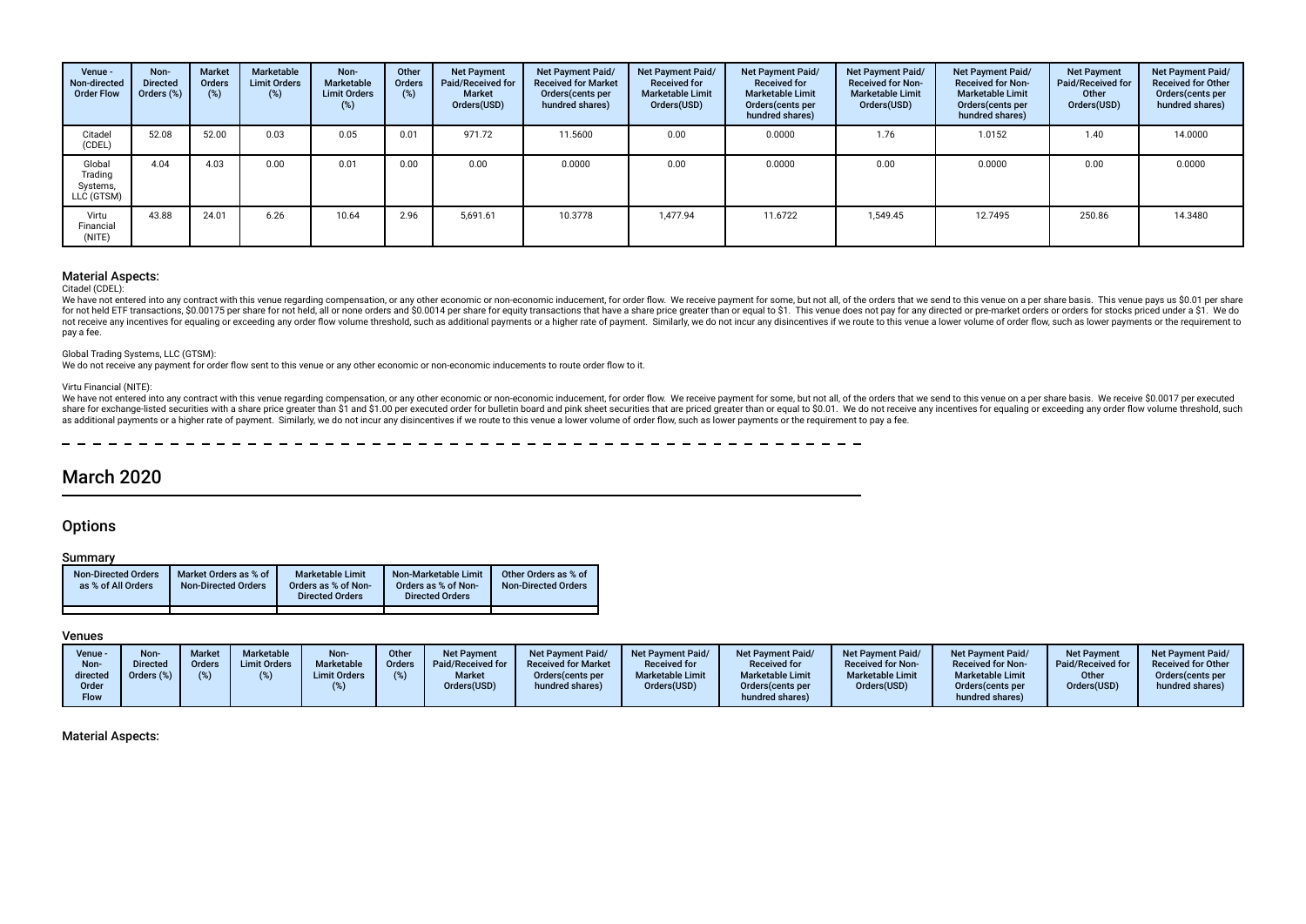| Venue - Non-directed Order Flow | Non-Directed Orders (%) | Market Orders (%) | Marketable Limit Orders (%) | Non-Marketable Limit Orders (%) | Other Orders (%) | Net Payment Paid/Received for Market Orders(USD) | Net Payment Paid/ Received for Market Orders(cents per hundred shares) | Net Payment Paid/ Received for Marketable Limit Orders(USD) | Net Payment Paid/ Received for Marketable Limit Orders(cents per hundred shares) | Net Payment Paid/ Received for Non-Marketable Limit Orders(USD) | Net Payment Paid/ Received for Non-Marketable Limit Orders(cents per hundred shares) | Net Payment Paid/Received for Other Orders(USD) | Net Payment Paid/ Received for Other Orders(cents per hundred shares) |
|---|---|---|---|---|---|---|---|---|---|---|---|---|---|
| Citadel (CDEL) | 52.08 | 52.00 | 0.03 | 0.05 | 0.01 | 971.72 | 11.5600 | 0.00 | 0.0000 | 1.76 | 1.0152 | 1.40 | 14.0000 |
| Global Trading Systems, LLC (GTSM) | 4.04 | 4.03 | 0.00 | 0.01 | 0.00 | 0.00 | 0.0000 | 0.00 | 0.0000 | 0.00 | 0.0000 | 0.00 | 0.0000 |
| Virtu Financial (NITE) | 43.88 | 24.01 | 6.26 | 10.64 | 2.96 | 5,691.61 | 10.3778 | 1,477.94 | 11.6722 | 1,549.45 | 12.7495 | 250.86 | 14.3480 |

### Material Aspects:

Citadel (CDEL):

We have not entered into any contract with this venue regarding compensation, or any other economic or non-economic inducement, for order flow. We receive payment for some, but not all, of the orders that we send to this venue on a per share basis. This venue pays us $0.01 per share for not held ETF transactions, $0.00175 per share for not held, all or none orders and $0.0014 per share for equity transactions that have a share price greater than or equal to $1. This venue does not pay for any directed or pre-market orders or orders for stocks priced under a $1. We do not receive any incentives for equaling or exceeding any order flow volume threshold, such as additional payments or a higher rate of payment. Similarly, we do not incur any disincentives if we route to this venue a lower volume of order flow, such as lower payments or the requirement to pay a fee.

Global Trading Systems, LLC (GTSM):

We do not receive any payment for order flow sent to this venue or any other economic or non-economic inducements to route order flow to it.

Virtu Financial (NITE):

We have not entered into any contract with this venue regarding compensation, or any other economic or non-economic inducement, for order flow. We receive payment for some, but not all, of the orders that we send to this venue on a per share basis. We receive $0.0017 per executed share for exchange-listed securities with a share price greater than $1 and $1.00 per executed order for bulletin board and pink sheet securities that are priced greater than or equal to $0.01. We do not receive any incentives for equaling or exceeding any order flow volume threshold, such as additional payments or a higher rate of payment. Similarly, we do not incur any disincentives if we route to this venue a lower volume of order flow, such as lower payments or the requirement to pay a fee.

## March 2020

## Options

### Summary

| Non-Directed Orders as % of All Orders | Market Orders as % of Non-Directed Orders | Marketable Limit Orders as % of Non-Directed Orders | Non-Marketable Limit Orders as % of Non-Directed Orders | Other Orders as % of Non-Directed Orders |
|---|---|---|---|---|
| | | | | |

### Venues

| Venue - Non-directed Order Flow | Non-Directed Orders (%) | Market Orders (%) | Marketable Limit Orders (%) | Non-Marketable Limit Orders (%) | Other Orders (%) | Net Payment Paid/Received for Market Orders(USD) | Net Payment Paid/ Received for Market Orders(cents per hundred shares) | Net Payment Paid/ Received for Marketable Limit Orders(USD) | Net Payment Paid/ Received for Marketable Limit Orders(cents per hundred shares) | Net Payment Paid/ Received for Non-Marketable Limit Orders(USD) | Net Payment Paid/ Received for Non-Marketable Limit Orders(cents per hundred shares) | Net Payment Paid/Received for Other Orders(USD) | Net Payment Paid/ Received for Other Orders(cents per hundred shares) |
|---|---|---|---|---|---|---|---|---|---|---|---|---|---|

### Material Aspects: